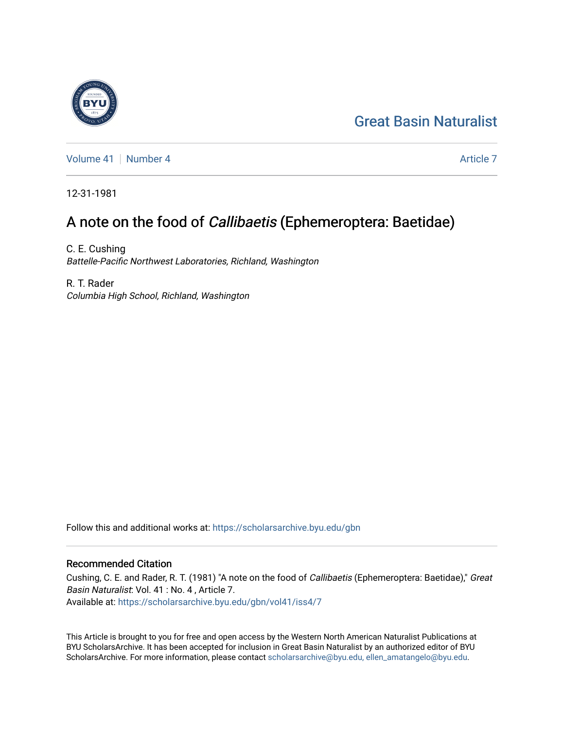Great Basin Naturalist

Volume 41 | Number 4 — Article 7

12-31-1981

# A note on the food of *Callibaetis* (Ephemeroptera: Baetidae)

C. E. Cushing
*Battelle-Pacific Northwest Laboratories, Richland, Washington*

R. T. Rader
*Columbia High School, Richland, Washington*

Follow this and additional works at: https://scholarsarchive.byu.edu/gbn

## Recommended Citation

Cushing, C. E. and Rader, R. T. (1981) "A note on the food of *Callibaetis* (Ephemeroptera: Baetidae)," *Great Basin Naturalist*: Vol. 41 : No. 4 , Article 7.
Available at: https://scholarsarchive.byu.edu/gbn/vol41/iss4/7

This Article is brought to you for free and open access by the Western North American Naturalist Publications at BYU ScholarsArchive. It has been accepted for inclusion in Great Basin Naturalist by an authorized editor of BYU ScholarsArchive. For more information, please contact scholarsarchive@byu.edu, ellen_amatangelo@byu.edu.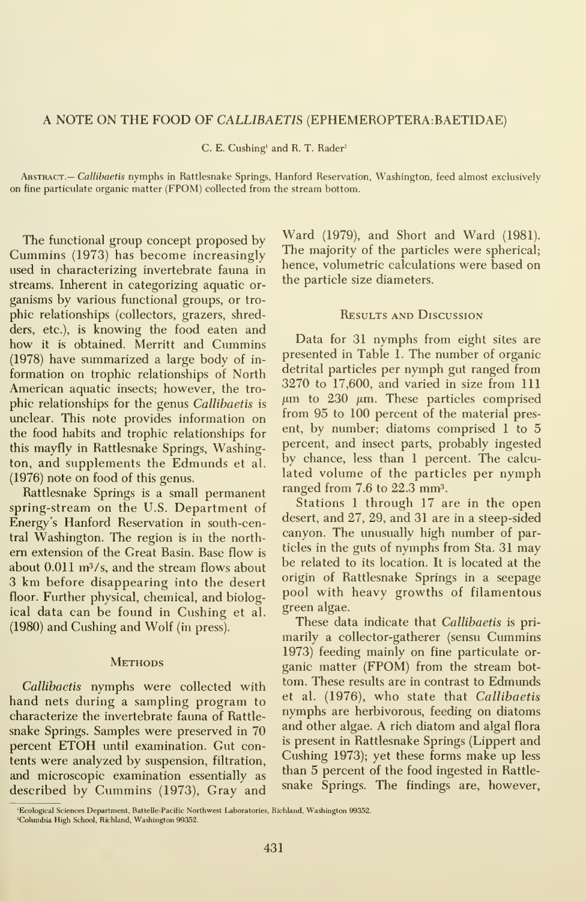# A NOTE ON THE FOOD OF *CALLIBAETIS* (EPHEMEROPTERA:BAETIDAE)

C. E. Cushing[1] and R. T. Rader[2]

ABSTRACT.— *Callibaetis* nymphs in Rattlesnake Springs, Hanford Reservation, Washington, feed almost exclusively on fine particulate organic matter (FPOM) collected from the stream bottom.

The functional group concept proposed by Cummins (1973) has become increasingly used in characterizing invertebrate fauna in streams. Inherent in categorizing aquatic organisms by various functional groups, or trophic relationships (collectors, grazers, shredders, etc.), is knowing the food eaten and how it is obtained. Merritt and Cummins (1978) have summarized a large body of information on trophic relationships of North American aquatic insects; however, the trophic relationships for the genus *Callibaetis* is unclear. This note provides information on the food habits and trophic relationships for this mayfly in Rattlesnake Springs, Washington, and supplements the Edmunds et al. (1976) note on food of this genus.

Rattlesnake Springs is a small permanent spring-stream on the U.S. Department of Energy's Hanford Reservation in south-central Washington. The region is in the northern extension of the Great Basin. Base flow is about 0.011 $m^3/s$, and the stream flows about 3 km before disappearing into the desert floor. Further physical, chemical, and biological data can be found in Cushing et al. (1980) and Cushing and Wolf (in press).

## Methods

*Callibaetis* nymphs were collected with hand nets during a sampling program to characterize the invertebrate fauna of Rattlesnake Springs. Samples were preserved in 70 percent ETOH until examination. Gut contents were analyzed by suspension, filtration, and microscopic examination essentially as described by Cummins (1973), Gray and Ward (1979), and Short and Ward (1981). The majority of the particles were spherical; hence, volumetric calculations were based on the particle size diameters.

## Results and Discussion

Data for 31 nymphs from eight sites are presented in Table 1. The number of organic detrital particles per nymph gut ranged from 3270 to 17,600, and varied in size from 111 $\mu m$ to 230 $\mu m$. These particles comprised from 95 to 100 percent of the material present, by number; diatoms comprised 1 to 5 percent, and insect parts, probably ingested by chance, less than 1 percent. The calculated volume of the particles per nymph ranged from 7.6 to 22.3 $mm^3$.

Stations 1 through 17 are in the open desert, and 27, 29, and 31 are in a steep-sided canyon. The unusually high number of particles in the guts of nymphs from Sta. 31 may be related to its location. It is located at the origin of Rattlesnake Springs in a seepage pool with heavy growths of filamentous green algae.

These data indicate that *Callibaetis* is primarily a collector-gatherer (sensu Cummins 1973) feeding mainly on fine particulate organic matter (FPOM) from the stream bottom. These results are in contrast to Edmunds et al. (1976), who state that *Callibaetis* nymphs are herbivorous, feeding on diatoms and other algae. A rich diatom and algal flora is present in Rattlesnake Springs (Lippert and Cushing 1973); yet these forms make up less than 5 percent of the food ingested in Rattlesnake Springs. The findings are, however,

[1] Ecological Sciences Department, Battelle-Pacific Northwest Laboratories, Richland, Washington 99352.

[2] Columbia High School, Richland, Washington 99352.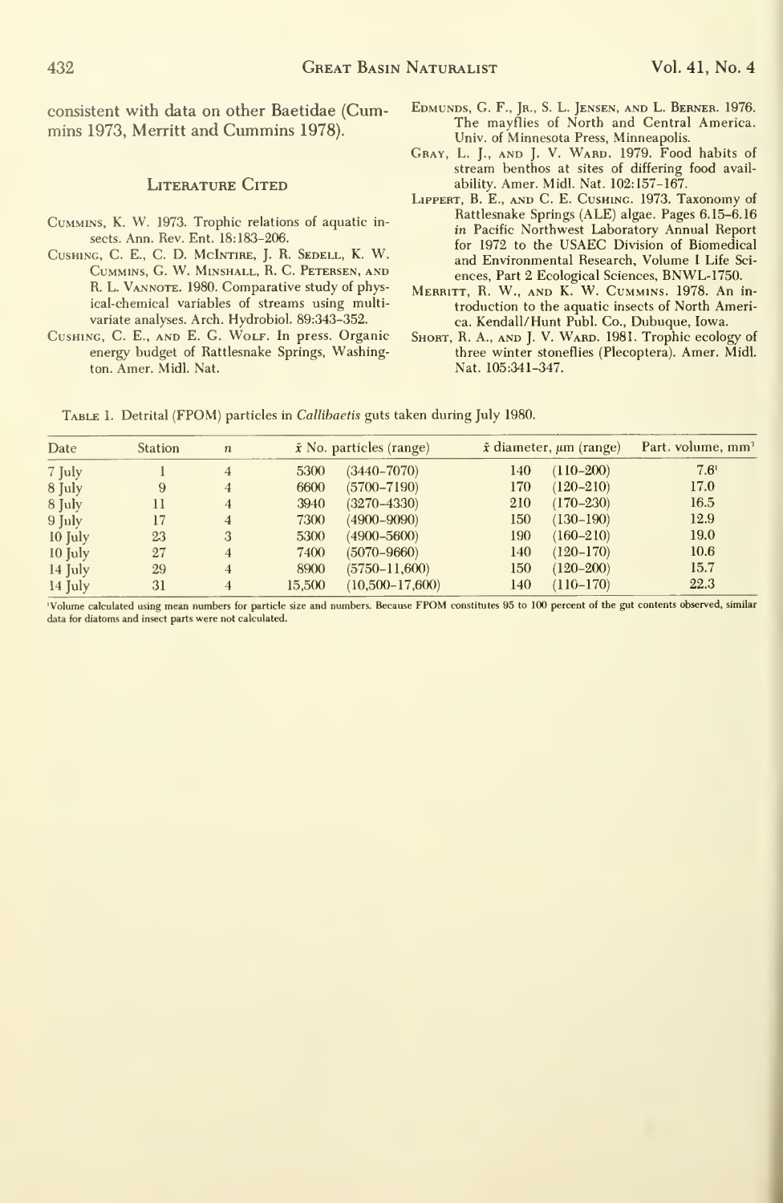consistent with data on other Baetidae (Cummins 1973, Merritt and Cummins 1978).

## Literature Cited

Cummins, K. W. 1973. Trophic relations of aquatic insects. Ann. Rev. Ent. 18:183–206.

Cushing, C. E., C. D. McIntire, J. R. Sedell, K. W. Cummins, G. W. Minshall, R. C. Petersen, and R. L. Vannote. 1980. Comparative study of physical-chemical variables of streams using multivariate analyses. Arch. Hydrobiol. 89:343–352.

Cushing, C. E., and E. G. Wolf. In press. Organic energy budget of Rattlesnake Springs, Washington. Amer. Midl. Nat.

Edmunds, G. F., Jr., S. L. Jensen, and L. Berner. 1976. The mayflies of North and Central America. Univ. of Minnesota Press, Minneapolis.

Gray, L. J., and J. V. Ward. 1979. Food habits of stream benthos at sites of differing food availability. Amer. Midl. Nat. 102:157–167.

Lippert, B. E., and C. E. Cushing. 1973. Taxonomy of Rattlesnake Springs (ALE) algae. Pages 6.15–6.16 *in* Pacific Northwest Laboratory Annual Report for 1972 to the USAEC Division of Biomedical and Environmental Research, Volume I Life Sciences, Part 2 Ecological Sciences, BNWL-1750.

Merritt, R. W., and K. W. Cummins. 1978. An introduction to the aquatic insects of North America. Kendall/Hunt Publ. Co., Dubuque, Iowa.

Short, R. A., and J. V. Ward. 1981. Trophic ecology of three winter stoneflies (Plecoptera). Amer. Midl. Nat. 105:341–347.

Table 1. Detrital (FPOM) particles in *Callibaetis* guts taken during July 1980.

| Date | Station | $n$ | $\bar{x}$ No. particles (range) | | $\bar{x}$ diameter, $\mu$m (range) | | Part. volume, $mm^3$ |
|---|---|---|---|---|---|---|---|
| 7 July | 1 | 4 | 5300 | (3440–7070) | 140 | (110–200) | 7.6[1] |
| 8 July | 9 | 4 | 6600 | (5700–7190) | 170 | (120–210) | 17.0 |
| 8 July | 11 | 4 | 3940 | (3270–4330) | 210 | (170–230) | 16.5 |
| 9 July | 17 | 4 | 7300 | (4900–9090) | 150 | (130–190) | 12.9 |
| 10 July | 23 | 3 | 5300 | (4900–5600) | 190 | (160–210) | 19.0 |
| 10 July | 27 | 4 | 7400 | (5070–9660) | 140 | (120–170) | 10.6 |
| 14 July | 29 | 4 | 8900 | (5750–11,600) | 150 | (120–200) | 15.7 |
| 14 July | 31 | 4 | 15,500 | (10,500–17,600) | 140 | (110–170) | 22.3 |

[1]Volume calculated using mean numbers for particle size and numbers. Because FPOM constitutes 95 to 100 percent of the gut contents observed, similar data for diatoms and insect parts were not calculated.